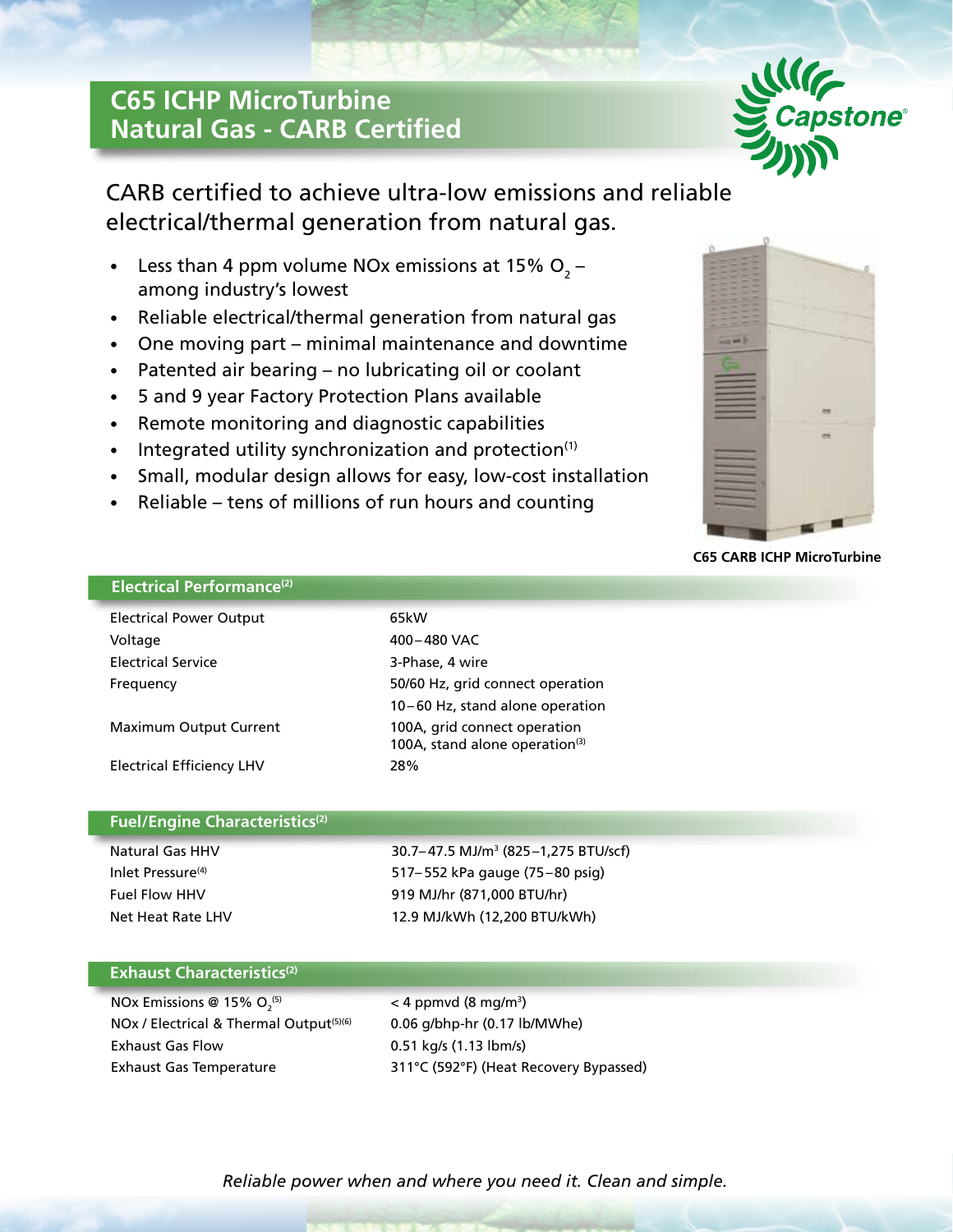# C65 ICHP MicroTurbine
# Natural Gas - CARB Certified

CARB certified to achieve ultra-low emissions and reliable electrical/thermal generation from natural gas.

- Less than 4 ppm volume NOx emissions at 15% $O_2$ – among industry's lowest
- Reliable electrical/thermal generation from natural gas
- One moving part – minimal maintenance and downtime
- Patented air bearing – no lubricating oil or coolant
- 5 and 9 year Factory Protection Plans available
- Remote monitoring and diagnostic capabilities
- Integrated utility synchronization and protection(1)
- Small, modular design allows for easy, low-cost installation
- Reliable – tens of millions of run hours and counting

**C65 CARB ICHP MicroTurbine**

## Electrical Performance(2)

| | |
|---|---|
| Electrical Power Output | 65kW |
| Voltage | 400 – 480 VAC |
| Electrical Service | 3-Phase, 4 wire |
| Frequency | 50/60 Hz, grid connect operation<br>10 – 60 Hz, stand alone operation |
| Maximum Output Current | 100A, grid connect operation<br>100A, stand alone operation(3) |
| Electrical Efficiency LHV | 28% |

## Fuel/Engine Characteristics(2)

| | |
|---|---|
| Natural Gas HHV | 30.7 – 47.5 MJ/$m^3$ (825 –1,275 BTU/scf) |
| Inlet Pressure(4) | 517 – 552 kPa gauge (75 – 80 psig) |
| Fuel Flow HHV | 919 MJ/hr (871,000 BTU/hr) |
| Net Heat Rate LHV | 12.9 MJ/kWh (12,200 BTU/kWh) |

## Exhaust Characteristics(2)

| | |
|---|---|
| NOx Emissions @ 15% $O_2$(5) | < 4 ppmvd (8 mg/$m^3$) |
| NOx / Electrical & Thermal Output(5)(6) | 0.06 g/bhp-hr (0.17 lb/MWhe) |
| Exhaust Gas Flow | 0.51 kg/s (1.13 lbm/s) |
| Exhaust Gas Temperature | 311°C (592°F) (Heat Recovery Bypassed) |

*Reliable power when and where you need it. Clean and simple.*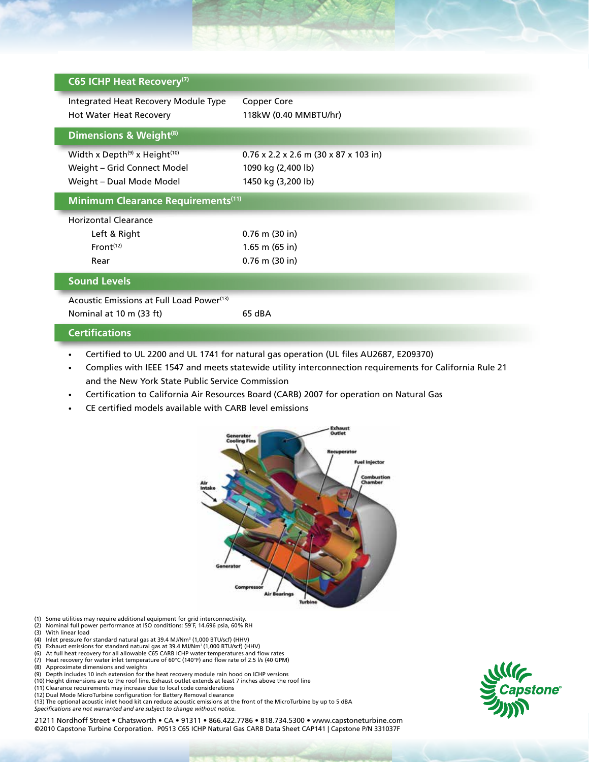## C65 ICHP Heat Recovery[7]

| | |
|---|---|
| Integrated Heat Recovery Module Type | Copper Core |
| Hot Water Heat Recovery | 118kW (0.40 MMBTU/hr) |

## Dimensions & Weight[8]

| | |
|---|---|
| Width x Depth[9] x Height[10] | 0.76 x 2.2 x 2.6 m (30 x 87 x 103 in) |
| Weight – Grid Connect Model | 1090 kg (2,400 lb) |
| Weight – Dual Mode Model | 1450 kg (3,200 lb) |

## Minimum Clearance Requirements[11]

| | |
|---|---|
| Horizontal Clearance | |
| Left & Right | 0.76 m (30 in) |
| Front[12] | 1.65 m (65 in) |
| Rear | 0.76 m (30 in) |

## Sound Levels

| | |
|---|---|
| Acoustic Emissions at Full Load Power[13] | |
| Nominal at 10 m (33 ft) | 65 dBA |

## Certifications

- Certified to UL 2200 and UL 1741 for natural gas operation (UL files AU2687, E209370)
- Complies with IEEE 1547 and meets statewide utility interconnection requirements for California Rule 21 and the New York State Public Service Commission
- Certification to California Air Resources Board (CARB) 2007 for operation on Natural Gas
- CE certified models available with CARB level emissions

Exhaust Outlet
Generator Cooling Fins
Recuperator
Fuel Injector
Combustion Chamber
Air Intake
Generator
Compressor
Air Bearings
Turbine

(1) Some utilities may require additional equipment for grid interconnectivity.
(2) Nominal full power performance at ISO conditions: 59°F, 14.696 psia, 60% RH
(3) With linear load
(4) Inlet pressure for standard natural gas at 39.4 MJ/Nm³ (1,000 BTU/scf) (HHV)
(5) Exhaust emissions for standard natural gas at 39.4 MJ/Nm³ (1,000 BTU/scf) (HHV)
(6) At full heat recovery for all allowable C65 CARB ICHP water temperatures and flow rates
(7) Heat recovery for water inlet temperature of 60°C (140°F) and flow rate of 2.5 l/s (40 GPM)
(8) Approximate dimensions and weights
(9) Depth includes 10 inch extension for the heat recovery module rain hood on ICHP versions
(10) Height dimensions are to the roof line. Exhaust outlet extends at least 7 inches above the roof line
(11) Clearance requirements may increase due to local code considerations
(12) Dual Mode MicroTurbine configuration for Battery Removal clearance
(13) The optional acoustic inlet hood kit can reduce acoustic emissions at the front of the MicroTurbine by up to 5 dBA

*Specifications are not warranted and are subject to change without notice.*

Capstone®

21211 Nordhoff Street • Chatsworth • CA • 91311 • 866.422.7786 • 818.734.5300 • www.capstoneturbine.com
©2010 Capstone Turbine Corporation. P0513 C65 ICHP Natural Gas CARB Data Sheet CAP141 | Capstone P/N 331037F